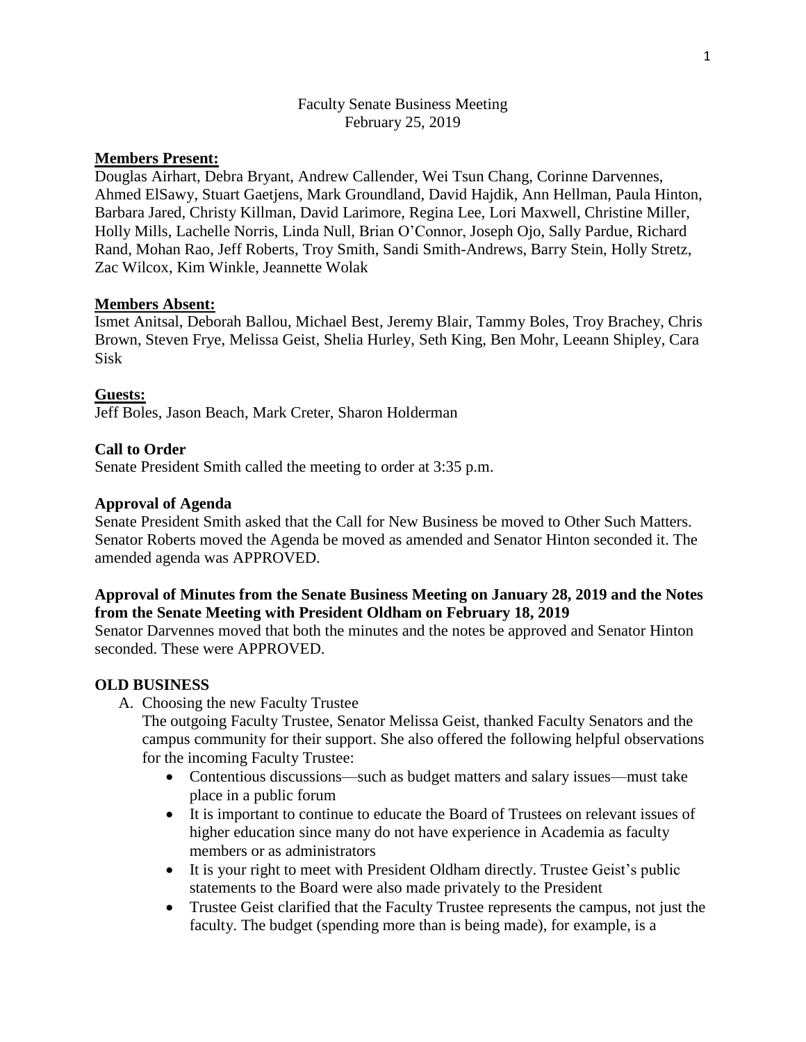# Faculty Senate Business Meeting
February 25, 2019

**Members Present:**
Douglas Airhart, Debra Bryant, Andrew Callender, Wei Tsun Chang, Corinne Darvennes, Ahmed ElSawy, Stuart Gaetjens, Mark Groundland, David Hajdik, Ann Hellman, Paula Hinton, Barbara Jared, Christy Killman, David Larimore, Regina Lee, Lori Maxwell, Christine Miller, Holly Mills, Lachelle Norris, Linda Null, Brian O'Connor, Joseph Ojo, Sally Pardue, Richard Rand, Mohan Rao, Jeff Roberts, Troy Smith, Sandi Smith-Andrews, Barry Stein, Holly Stretz, Zac Wilcox, Kim Winkle, Jeannette Wolak

**Members Absent:**
Ismet Anitsal, Deborah Ballou, Michael Best, Jeremy Blair, Tammy Boles, Troy Brachey, Chris Brown, Steven Frye, Melissa Geist, Shelia Hurley, Seth King, Ben Mohr, Leeann Shipley, Cara Sisk

**Guests:**
Jeff Boles, Jason Beach, Mark Creter, Sharon Holderman

**Call to Order**
Senate President Smith called the meeting to order at 3:35 p.m.

**Approval of Agenda**
Senate President Smith asked that the Call for New Business be moved to Other Such Matters. Senator Roberts moved the Agenda be moved as amended and Senator Hinton seconded it. The amended agenda was APPROVED.

**Approval of Minutes from the Senate Business Meeting on January 28, 2019 and the Notes from the Senate Meeting with President Oldham on February 18, 2019**
Senator Darvennes moved that both the minutes and the notes be approved and Senator Hinton seconded. These were APPROVED.

**OLD BUSINESS**

A. Choosing the new Faculty Trustee
The outgoing Faculty Trustee, Senator Melissa Geist, thanked Faculty Senators and the campus community for their support. She also offered the following helpful observations for the incoming Faculty Trustee:
   - Contentious discussions—such as budget matters and salary issues—must take place in a public forum
   - It is important to continue to educate the Board of Trustees on relevant issues of higher education since many do not have experience in Academia as faculty members or as administrators
   - It is your right to meet with President Oldham directly. Trustee Geist's public statements to the Board were also made privately to the President
   - Trustee Geist clarified that the Faculty Trustee represents the campus, not just the faculty. The budget (spending more than is being made), for example, is a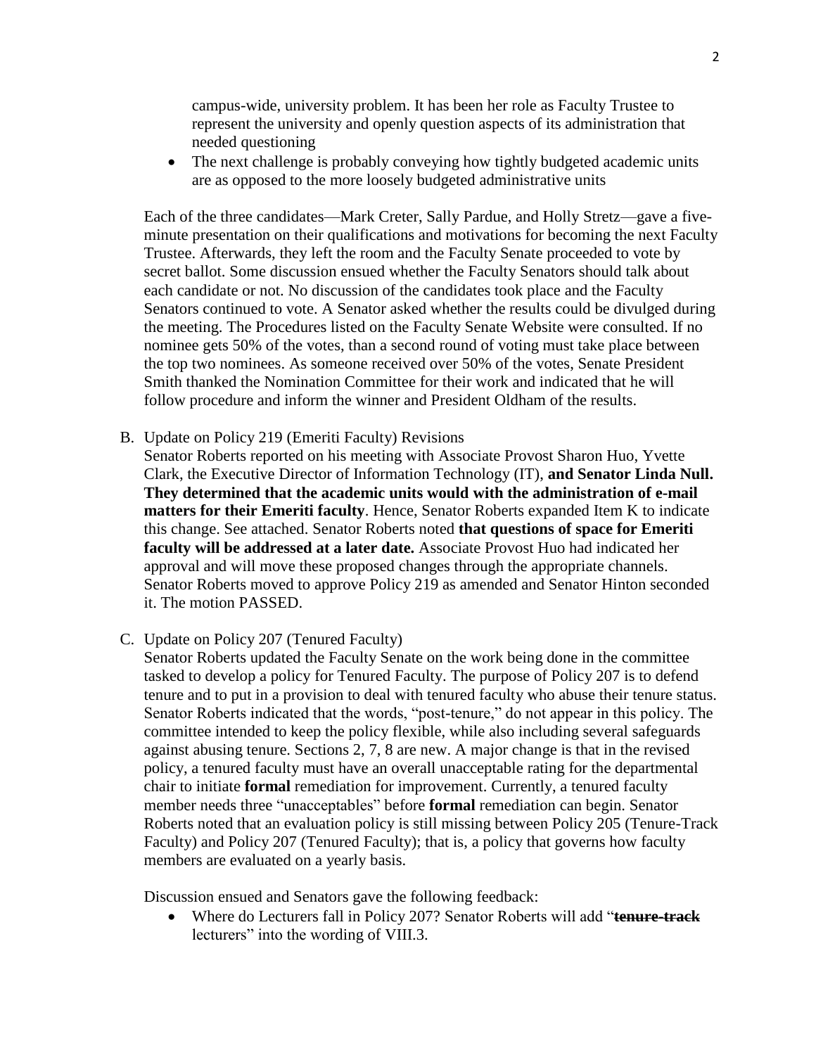campus-wide, university problem. It has been her role as Faculty Trustee to represent the university and openly question aspects of its administration that needed questioning

- The next challenge is probably conveying how tightly budgeted academic units are as opposed to the more loosely budgeted administrative units

Each of the three candidates—Mark Creter, Sally Pardue, and Holly Stretz—gave a five-minute presentation on their qualifications and motivations for becoming the next Faculty Trustee. Afterwards, they left the room and the Faculty Senate proceeded to vote by secret ballot. Some discussion ensued whether the Faculty Senators should talk about each candidate or not. No discussion of the candidates took place and the Faculty Senators continued to vote. A Senator asked whether the results could be divulged during the meeting. The Procedures listed on the Faculty Senate Website were consulted. If no nominee gets 50% of the votes, than a second round of voting must take place between the top two nominees. As someone received over 50% of the votes, Senate President Smith thanked the Nomination Committee for their work and indicated that he will follow procedure and inform the winner and President Oldham of the results.

B. Update on Policy 219 (Emeriti Faculty) Revisions
Senator Roberts reported on his meeting with Associate Provost Sharon Huo, Yvette Clark, the Executive Director of Information Technology (IT), **and Senator Linda Null. They determined that the academic units would with the administration of e-mail matters for their Emeriti faculty**. Hence, Senator Roberts expanded Item K to indicate this change. See attached. Senator Roberts noted **that questions of space for Emeriti faculty will be addressed at a later date.** Associate Provost Huo had indicated her approval and will move these proposed changes through the appropriate channels. Senator Roberts moved to approve Policy 219 as amended and Senator Hinton seconded it. The motion PASSED.

C. Update on Policy 207 (Tenured Faculty)
Senator Roberts updated the Faculty Senate on the work being done in the committee tasked to develop a policy for Tenured Faculty. The purpose of Policy 207 is to defend tenure and to put in a provision to deal with tenured faculty who abuse their tenure status. Senator Roberts indicated that the words, "post-tenure," do not appear in this policy. The committee intended to keep the policy flexible, while also including several safeguards against abusing tenure. Sections 2, 7, 8 are new. A major change is that in the revised policy, a tenured faculty must have an overall unacceptable rating for the departmental chair to initiate **formal** remediation for improvement. Currently, a tenured faculty member needs three "unacceptables" before **formal** remediation can begin. Senator Roberts noted that an evaluation policy is still missing between Policy 205 (Tenure-Track Faculty) and Policy 207 (Tenured Faculty); that is, a policy that governs how faculty members are evaluated on a yearly basis.

Discussion ensued and Senators gave the following feedback:

- Where do Lecturers fall in Policy 207? Senator Roberts will add "~~**tenure-track**~~ lecturers" into the wording of VIII.3.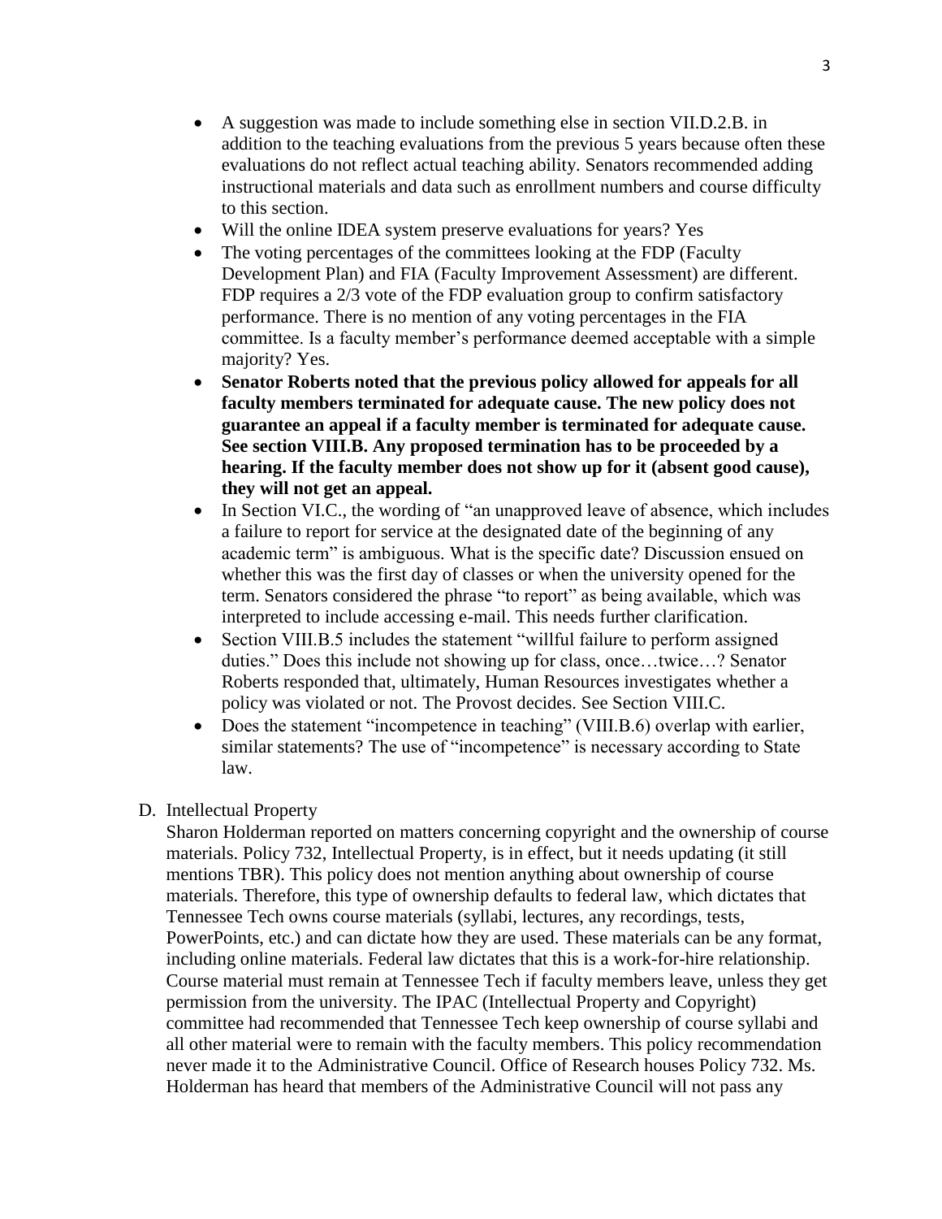- A suggestion was made to include something else in section VII.D.2.B. in addition to the teaching evaluations from the previous 5 years because often these evaluations do not reflect actual teaching ability. Senators recommended adding instructional materials and data such as enrollment numbers and course difficulty to this section.
- Will the online IDEA system preserve evaluations for years? Yes
- The voting percentages of the committees looking at the FDP (Faculty Development Plan) and FIA (Faculty Improvement Assessment) are different. FDP requires a 2/3 vote of the FDP evaluation group to confirm satisfactory performance. There is no mention of any voting percentages in the FIA committee. Is a faculty member's performance deemed acceptable with a simple majority? Yes.
- **Senator Roberts noted that the previous policy allowed for appeals for all faculty members terminated for adequate cause. The new policy does not guarantee an appeal if a faculty member is terminated for adequate cause. See section VIII.B. Any proposed termination has to be proceeded by a hearing. If the faculty member does not show up for it (absent good cause), they will not get an appeal.**
- In Section VI.C., the wording of "an unapproved leave of absence, which includes a failure to report for service at the designated date of the beginning of any academic term" is ambiguous. What is the specific date? Discussion ensued on whether this was the first day of classes or when the university opened for the term. Senators considered the phrase "to report" as being available, which was interpreted to include accessing e-mail. This needs further clarification.
- Section VIII.B.5 includes the statement "willful failure to perform assigned duties." Does this include not showing up for class, once…twice…? Senator Roberts responded that, ultimately, Human Resources investigates whether a policy was violated or not. The Provost decides. See Section VIII.C.
- Does the statement "incompetence in teaching" (VIII.B.6) overlap with earlier, similar statements? The use of "incompetence" is necessary according to State law.

D. Intellectual Property

Sharon Holderman reported on matters concerning copyright and the ownership of course materials. Policy 732, Intellectual Property, is in effect, but it needs updating (it still mentions TBR). This policy does not mention anything about ownership of course materials. Therefore, this type of ownership defaults to federal law, which dictates that Tennessee Tech owns course materials (syllabi, lectures, any recordings, tests, PowerPoints, etc.) and can dictate how they are used. These materials can be any format, including online materials. Federal law dictates that this is a work-for-hire relationship. Course material must remain at Tennessee Tech if faculty members leave, unless they get permission from the university. The IPAC (Intellectual Property and Copyright) committee had recommended that Tennessee Tech keep ownership of course syllabi and all other material were to remain with the faculty members. This policy recommendation never made it to the Administrative Council. Office of Research houses Policy 732. Ms. Holderman has heard that members of the Administrative Council will not pass any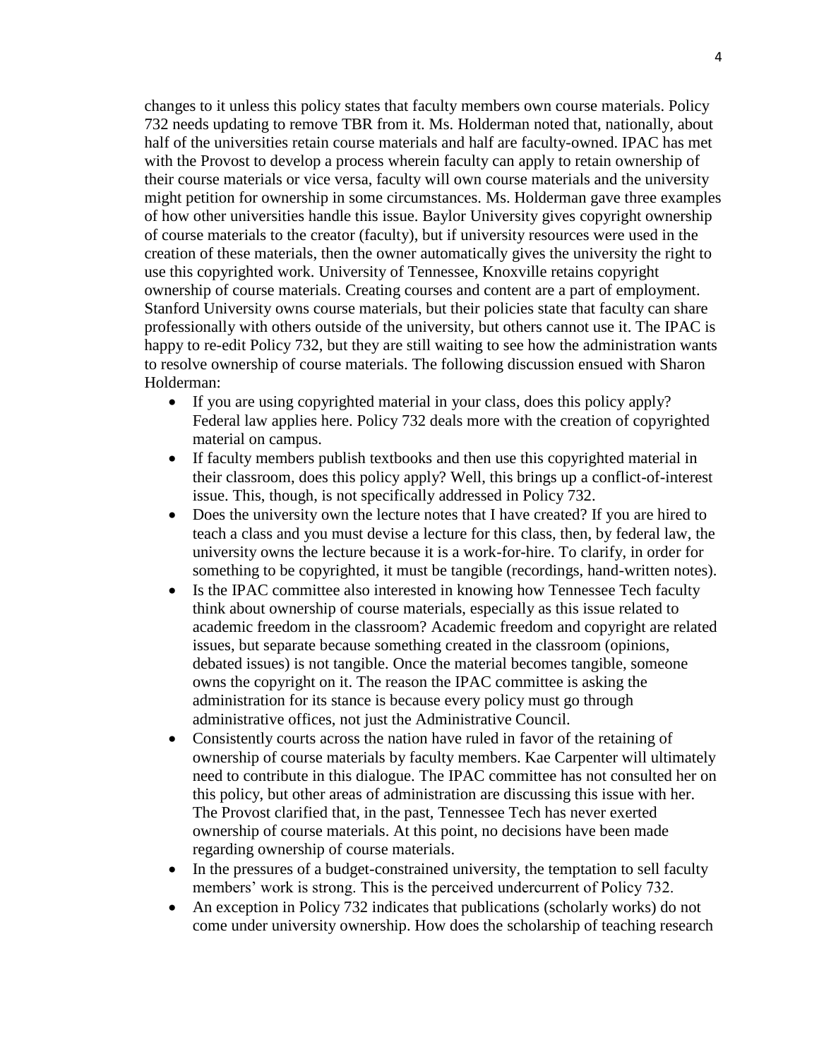changes to it unless this policy states that faculty members own course materials. Policy 732 needs updating to remove TBR from it. Ms. Holderman noted that, nationally, about half of the universities retain course materials and half are faculty-owned. IPAC has met with the Provost to develop a process wherein faculty can apply to retain ownership of their course materials or vice versa, faculty will own course materials and the university might petition for ownership in some circumstances. Ms. Holderman gave three examples of how other universities handle this issue. Baylor University gives copyright ownership of course materials to the creator (faculty), but if university resources were used in the creation of these materials, then the owner automatically gives the university the right to use this copyrighted work. University of Tennessee, Knoxville retains copyright ownership of course materials. Creating courses and content are a part of employment. Stanford University owns course materials, but their policies state that faculty can share professionally with others outside of the university, but others cannot use it. The IPAC is happy to re-edit Policy 732, but they are still waiting to see how the administration wants to resolve ownership of course materials. The following discussion ensued with Sharon Holderman:

- If you are using copyrighted material in your class, does this policy apply? Federal law applies here. Policy 732 deals more with the creation of copyrighted material on campus.
- If faculty members publish textbooks and then use this copyrighted material in their classroom, does this policy apply? Well, this brings up a conflict-of-interest issue. This, though, is not specifically addressed in Policy 732.
- Does the university own the lecture notes that I have created? If you are hired to teach a class and you must devise a lecture for this class, then, by federal law, the university owns the lecture because it is a work-for-hire. To clarify, in order for something to be copyrighted, it must be tangible (recordings, hand-written notes).
- Is the IPAC committee also interested in knowing how Tennessee Tech faculty think about ownership of course materials, especially as this issue related to academic freedom in the classroom? Academic freedom and copyright are related issues, but separate because something created in the classroom (opinions, debated issues) is not tangible. Once the material becomes tangible, someone owns the copyright on it. The reason the IPAC committee is asking the administration for its stance is because every policy must go through administrative offices, not just the Administrative Council.
- Consistently courts across the nation have ruled in favor of the retaining of ownership of course materials by faculty members. Kae Carpenter will ultimately need to contribute in this dialogue. The IPAC committee has not consulted her on this policy, but other areas of administration are discussing this issue with her. The Provost clarified that, in the past, Tennessee Tech has never exerted ownership of course materials. At this point, no decisions have been made regarding ownership of course materials.
- In the pressures of a budget-constrained university, the temptation to sell faculty members' work is strong. This is the perceived undercurrent of Policy 732.
- An exception in Policy 732 indicates that publications (scholarly works) do not come under university ownership. How does the scholarship of teaching research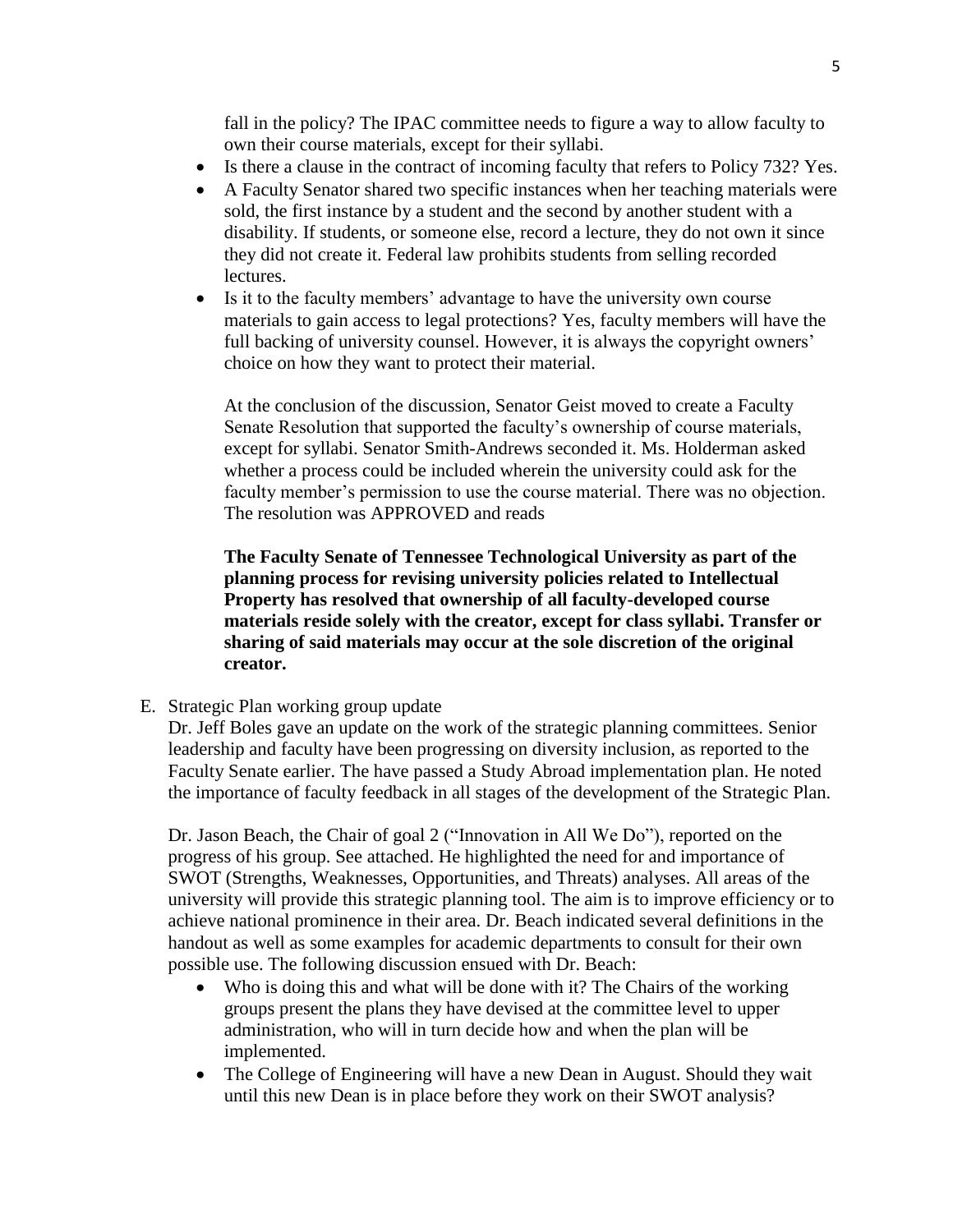fall in the policy? The IPAC committee needs to figure a way to allow faculty to own their course materials, except for their syllabi.

- Is there a clause in the contract of incoming faculty that refers to Policy 732? Yes.
- A Faculty Senator shared two specific instances when her teaching materials were sold, the first instance by a student and the second by another student with a disability. If students, or someone else, record a lecture, they do not own it since they did not create it. Federal law prohibits students from selling recorded lectures.
- Is it to the faculty members' advantage to have the university own course materials to gain access to legal protections? Yes, faculty members will have the full backing of university counsel. However, it is always the copyright owners' choice on how they want to protect their material.

At the conclusion of the discussion, Senator Geist moved to create a Faculty Senate Resolution that supported the faculty's ownership of course materials, except for syllabi. Senator Smith-Andrews seconded it. Ms. Holderman asked whether a process could be included wherein the university could ask for the faculty member's permission to use the course material. There was no objection. The resolution was APPROVED and reads

**The Faculty Senate of Tennessee Technological University as part of the planning process for revising university policies related to Intellectual Property has resolved that ownership of all faculty-developed course materials reside solely with the creator, except for class syllabi. Transfer or sharing of said materials may occur at the sole discretion of the original creator.**

E. Strategic Plan working group update

Dr. Jeff Boles gave an update on the work of the strategic planning committees. Senior leadership and faculty have been progressing on diversity inclusion, as reported to the Faculty Senate earlier. The have passed a Study Abroad implementation plan. He noted the importance of faculty feedback in all stages of the development of the Strategic Plan.

Dr. Jason Beach, the Chair of goal 2 ("Innovation in All We Do"), reported on the progress of his group. See attached. He highlighted the need for and importance of SWOT (Strengths, Weaknesses, Opportunities, and Threats) analyses. All areas of the university will provide this strategic planning tool. The aim is to improve efficiency or to achieve national prominence in their area. Dr. Beach indicated several definitions in the handout as well as some examples for academic departments to consult for their own possible use. The following discussion ensued with Dr. Beach:

- Who is doing this and what will be done with it? The Chairs of the working groups present the plans they have devised at the committee level to upper administration, who will in turn decide how and when the plan will be implemented.
- The College of Engineering will have a new Dean in August. Should they wait until this new Dean is in place before they work on their SWOT analysis?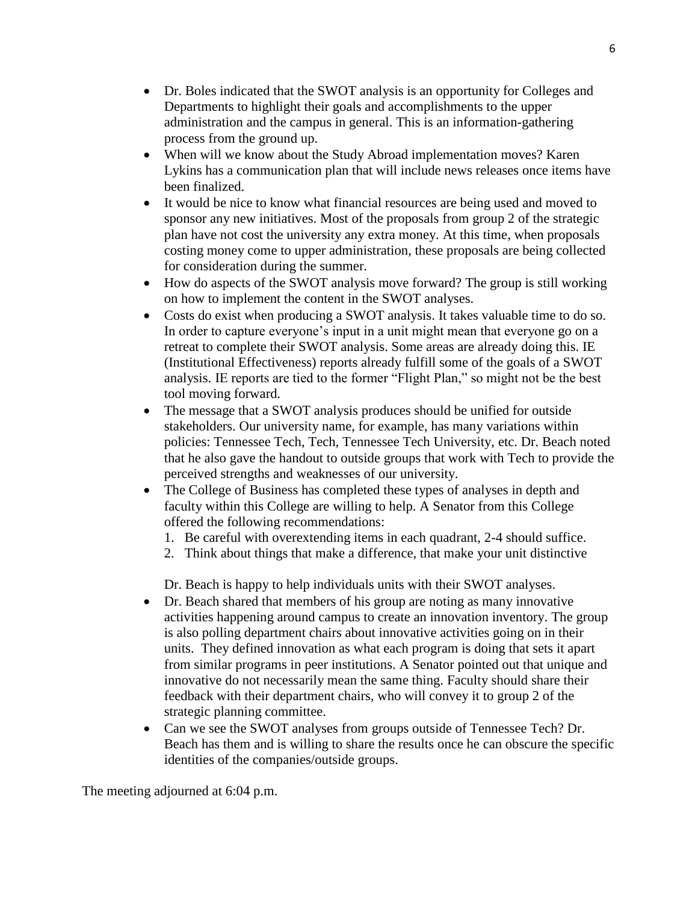- Dr. Boles indicated that the SWOT analysis is an opportunity for Colleges and Departments to highlight their goals and accomplishments to the upper administration and the campus in general. This is an information-gathering process from the ground up.
- When will we know about the Study Abroad implementation moves? Karen Lykins has a communication plan that will include news releases once items have been finalized.
- It would be nice to know what financial resources are being used and moved to sponsor any new initiatives. Most of the proposals from group 2 of the strategic plan have not cost the university any extra money. At this time, when proposals costing money come to upper administration, these proposals are being collected for consideration during the summer.
- How do aspects of the SWOT analysis move forward? The group is still working on how to implement the content in the SWOT analyses.
- Costs do exist when producing a SWOT analysis. It takes valuable time to do so. In order to capture everyone's input in a unit might mean that everyone go on a retreat to complete their SWOT analysis. Some areas are already doing this. IE (Institutional Effectiveness) reports already fulfill some of the goals of a SWOT analysis. IE reports are tied to the former "Flight Plan," so might not be the best tool moving forward.
- The message that a SWOT analysis produces should be unified for outside stakeholders. Our university name, for example, has many variations within policies: Tennessee Tech, Tech, Tennessee Tech University, etc. Dr. Beach noted that he also gave the handout to outside groups that work with Tech to provide the perceived strengths and weaknesses of our university.
- The College of Business has completed these types of analyses in depth and faculty within this College are willing to help. A Senator from this College offered the following recommendations:
  1. Be careful with overextending items in each quadrant, 2-4 should suffice.
  2. Think about things that make a difference, that make your unit distinctive

  Dr. Beach is happy to help individuals units with their SWOT analyses.
- Dr. Beach shared that members of his group are noting as many innovative activities happening around campus to create an innovation inventory. The group is also polling department chairs about innovative activities going on in their units. They defined innovation as what each program is doing that sets it apart from similar programs in peer institutions. A Senator pointed out that unique and innovative do not necessarily mean the same thing. Faculty should share their feedback with their department chairs, who will convey it to group 2 of the strategic planning committee.
- Can we see the SWOT analyses from groups outside of Tennessee Tech? Dr. Beach has them and is willing to share the results once he can obscure the specific identities of the companies/outside groups.

The meeting adjourned at 6:04 p.m.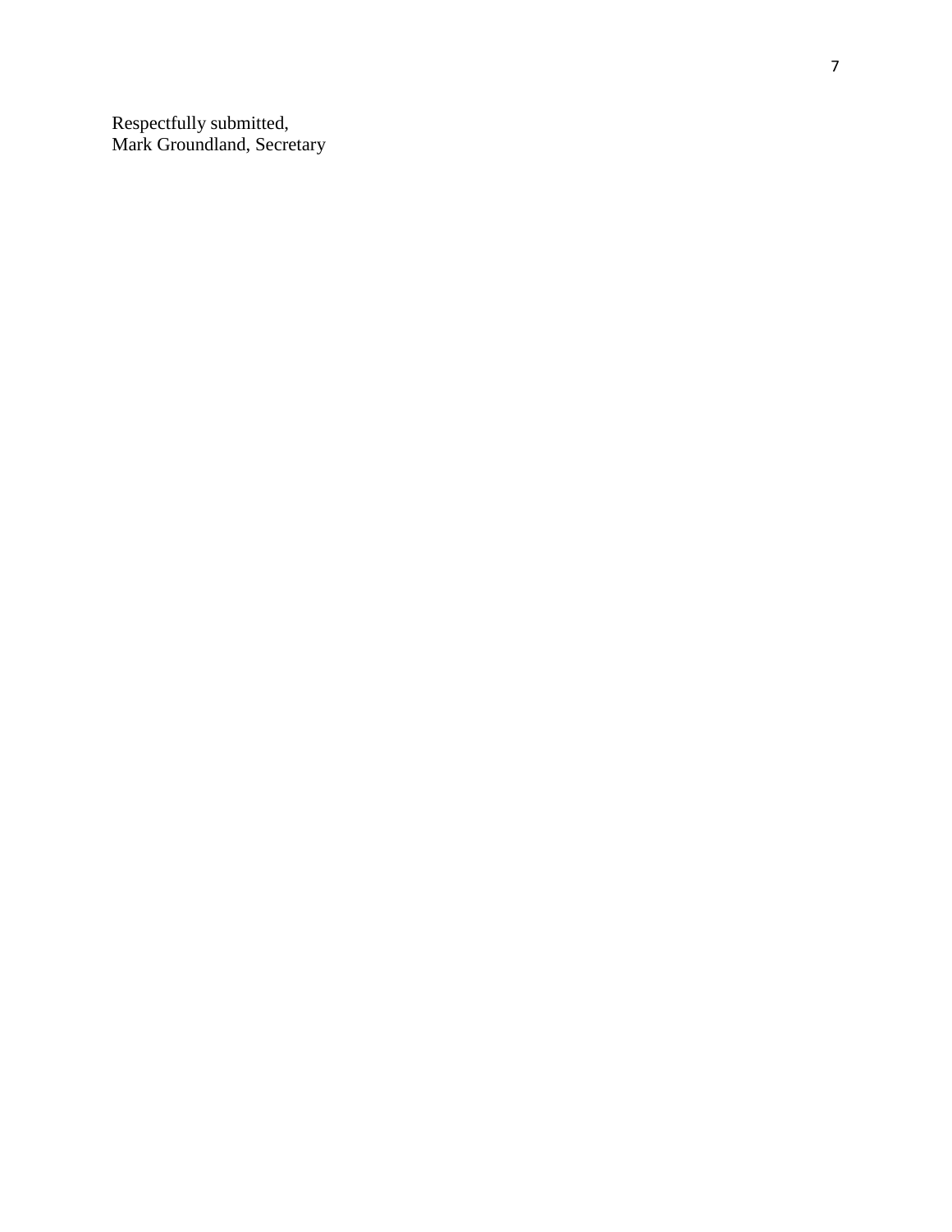Respectfully submitted,
Mark Groundland, Secretary